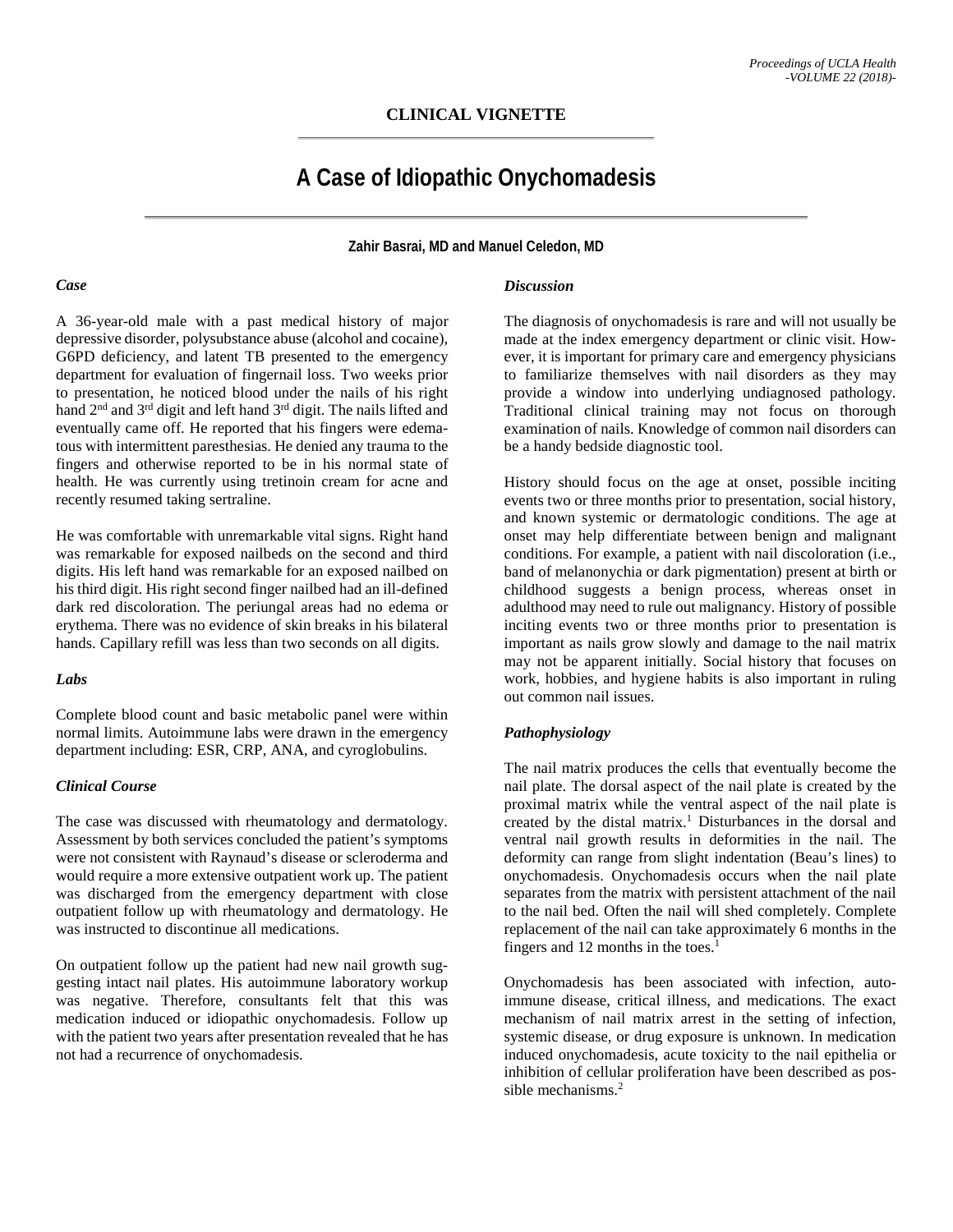CLINICAL VIGNETTE

# A Case of Idiopathic Onychomadesis

**Zahir Basrai, MD and Manuel Celedon, MD**

### *Case*

A 36-year-old male with a past medical history of major depressive disorder, polysubstance abuse (alcohol and cocaine), G6PD deficiency, and latent TB presented to the emergency department for evaluation of fingernail loss. Two weeks prior to presentation, he noticed blood under the nails of his right hand 2nd and 3rd digit and left hand 3rd digit. The nails lifted and eventually came off. He reported that his fingers were edematous with intermittent paresthesias. He denied any trauma to the fingers and otherwise reported to be in his normal state of health. He was currently using tretinoin cream for acne and recently resumed taking sertraline.

He was comfortable with unremarkable vital signs. Right hand was remarkable for exposed nailbeds on the second and third digits. His left hand was remarkable for an exposed nailbed on his third digit. His right second finger nailbed had an ill-defined dark red discoloration. The periungal areas had no edema or erythema. There was no evidence of skin breaks in his bilateral hands. Capillary refill was less than two seconds on all digits.

### *Labs*

Complete blood count and basic metabolic panel were within normal limits. Autoimmune labs were drawn in the emergency department including: ESR, CRP, ANA, and cyroglobulins.

### *Clinical Course*

The case was discussed with rheumatology and dermatology. Assessment by both services concluded the patient's symptoms were not consistent with Raynaud's disease or scleroderma and would require a more extensive outpatient work up. The patient was discharged from the emergency department with close outpatient follow up with rheumatology and dermatology. He was instructed to discontinue all medications.

On outpatient follow up the patient had new nail growth suggesting intact nail plates. His autoimmune laboratory workup was negative. Therefore, consultants felt that this was medication induced or idiopathic onychomadesis. Follow up with the patient two years after presentation revealed that he has not had a recurrence of onychomadesis.

### *Discussion*

The diagnosis of onychomadesis is rare and will not usually be made at the index emergency department or clinic visit. However, it is important for primary care and emergency physicians to familiarize themselves with nail disorders as they may provide a window into underlying undiagnosed pathology. Traditional clinical training may not focus on thorough examination of nails. Knowledge of common nail disorders can be a handy bedside diagnostic tool.

History should focus on the age at onset, possible inciting events two or three months prior to presentation, social history, and known systemic or dermatologic conditions. The age at onset may help differentiate between benign and malignant conditions. For example, a patient with nail discoloration (i.e., band of melanonychia or dark pigmentation) present at birth or childhood suggests a benign process, whereas onset in adulthood may need to rule out malignancy. History of possible inciting events two or three months prior to presentation is important as nails grow slowly and damage to the nail matrix may not be apparent initially. Social history that focuses on work, hobbies, and hygiene habits is also important in ruling out common nail issues.

### *Pathophysiology*

The nail matrix produces the cells that eventually become the nail plate. The dorsal aspect of the nail plate is created by the proximal matrix while the ventral aspect of the nail plate is created by the distal matrix.[1] Disturbances in the dorsal and ventral nail growth results in deformities in the nail. The deformity can range from slight indentation (Beau's lines) to onychomadesis. Onychomadesis occurs when the nail plate separates from the matrix with persistent attachment of the nail to the nail bed. Often the nail will shed completely. Complete replacement of the nail can take approximately 6 months in the fingers and 12 months in the toes.[1]

Onychomadesis has been associated with infection, autoimmune disease, critical illness, and medications. The exact mechanism of nail matrix arrest in the setting of infection, systemic disease, or drug exposure is unknown. In medication induced onychomadesis, acute toxicity to the nail epithelia or inhibition of cellular proliferation have been described as possible mechanisms.[2]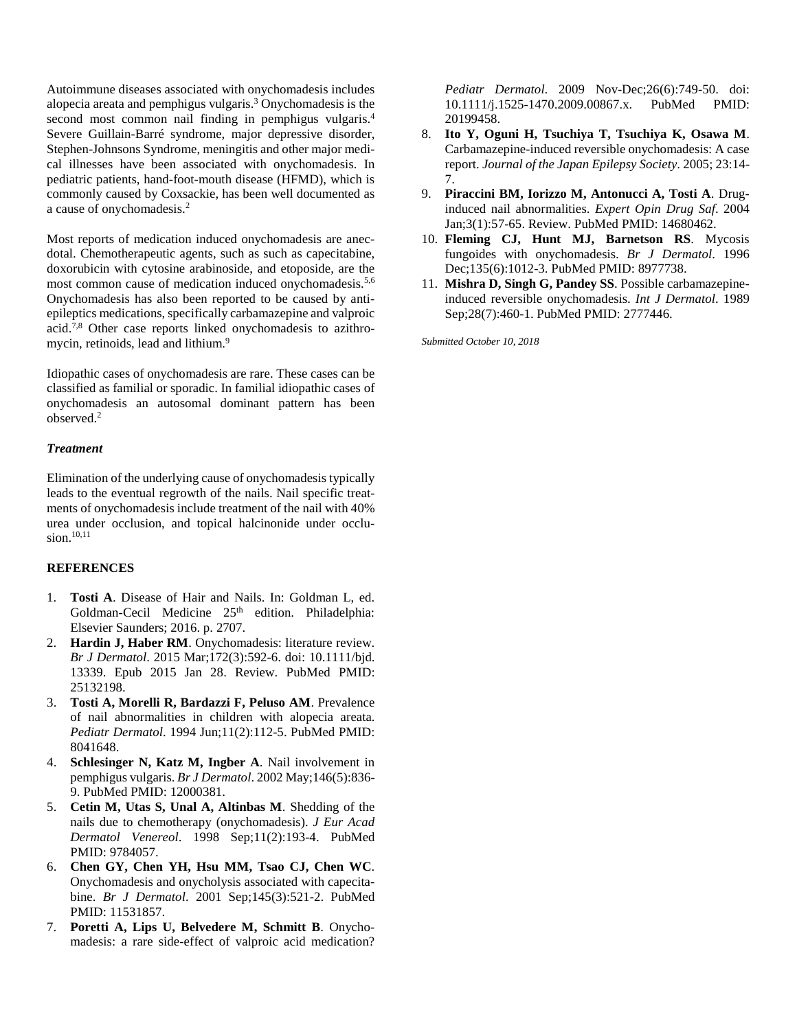Autoimmune diseases associated with onychomadesis includes alopecia areata and pemphigus vulgaris.[3] Onychomadesis is the second most common nail finding in pemphigus vulgaris.[4] Severe Guillain-Barré syndrome, major depressive disorder, Stephen-Johnsons Syndrome, meningitis and other major medical illnesses have been associated with onychomadesis. In pediatric patients, hand-foot-mouth disease (HFMD), which is commonly caused by Coxsackie, has been well documented as a cause of onychomadesis.[2]

Most reports of medication induced onychomadesis are anecdotal. Chemotherapeutic agents, such as such as capecitabine, doxorubicin with cytosine arabinoside, and etoposide, are the most common cause of medication induced onychomadesis.[5,6] Onychomadesis has also been reported to be caused by antiepileptics medications, specifically carbamazepine and valproic acid.[7,8] Other case reports linked onychomadesis to azithromycin, retinoids, lead and lithium.[9]

Idiopathic cases of onychomadesis are rare. These cases can be classified as familial or sporadic. In familial idiopathic cases of onychomadesis an autosomal dominant pattern has been observed.[2]

### *Treatment*

Elimination of the underlying cause of onychomadesis typically leads to the eventual regrowth of the nails. Nail specific treatments of onychomadesis include treatment of the nail with 40% urea under occlusion, and topical halcinonide under occlusion.[10,11]

## REFERENCES

1. **Tosti A**. Disease of Hair and Nails. In: Goldman L, ed. Goldman-Cecil Medicine 25th edition. Philadelphia: Elsevier Saunders; 2016. p. 2707.
2. **Hardin J, Haber RM**. Onychomadesis: literature review. *Br J Dermatol*. 2015 Mar;172(3):592-6. doi: 10.1111/bjd.13339. Epub 2015 Jan 28. Review. PubMed PMID: 25132198.
3. **Tosti A, Morelli R, Bardazzi F, Peluso AM**. Prevalence of nail abnormalities in children with alopecia areata. *Pediatr Dermatol*. 1994 Jun;11(2):112-5. PubMed PMID: 8041648.
4. **Schlesinger N, Katz M, Ingber A**. Nail involvement in pemphigus vulgaris. *Br J Dermatol*. 2002 May;146(5):836-9. PubMed PMID: 12000381.
5. **Cetin M, Utas S, Unal A, Altinbas M**. Shedding of the nails due to chemotherapy (onychomadesis). *J Eur Acad Dermatol Venereol*. 1998 Sep;11(2):193-4. PubMed PMID: 9784057.
6. **Chen GY, Chen YH, Hsu MM, Tsao CJ, Chen WC**. Onychomadesis and onycholysis associated with capecitabine. *Br J Dermatol*. 2001 Sep;145(3):521-2. PubMed PMID: 11531857.
7. **Poretti A, Lips U, Belvedere M, Schmitt B**. Onychomadesis: a rare side-effect of valproic acid medication? *Pediatr Dermatol*. 2009 Nov-Dec;26(6):749-50. doi: 10.1111/j.1525-1470.2009.00867.x. PubMed PMID: 20199458.
8. **Ito Y, Oguni H, Tsuchiya T, Tsuchiya K, Osawa M**. Carbamazepine-induced reversible onychomadesis: A case report. *Journal of the Japan Epilepsy Society*. 2005; 23:14-7.
9. **Piraccini BM, Iorizzo M, Antonucci A, Tosti A**. Drug-induced nail abnormalities. *Expert Opin Drug Saf*. 2004 Jan;3(1):57-65. Review. PubMed PMID: 14680462.
10. **Fleming CJ, Hunt MJ, Barnetson RS**. Mycosis fungoides with onychomadesis. *Br J Dermatol*. 1996 Dec;135(6):1012-3. PubMed PMID: 8977738.
11. **Mishra D, Singh G, Pandey SS**. Possible carbamazepine-induced reversible onychomadesis. *Int J Dermatol*. 1989 Sep;28(7):460-1. PubMed PMID: 2777446.

*Submitted October 10, 2018*